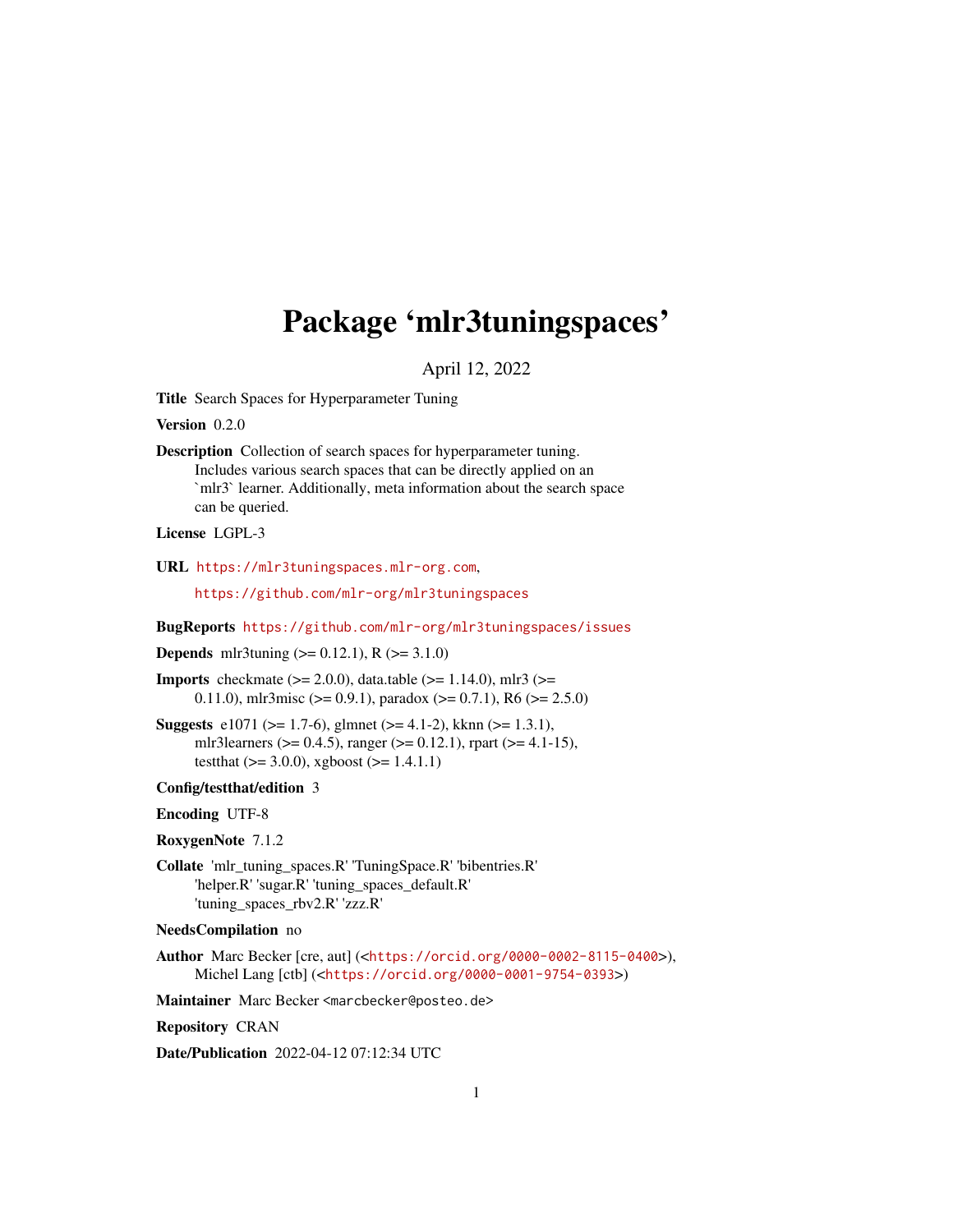# Package 'mlr3tuningspaces'

April 12, 2022

**Title** Search Spaces for Hyperparameter Tuning

**Version** 0.2.0

**Description** Collection of search spaces for hyperparameter tuning. Includes various search spaces that can be directly applied on an `mlr3` learner. Additionally, meta information about the search space can be queried.

**License** LGPL-3

**URL** https://mlr3tuningspaces.mlr-org.com, https://github.com/mlr-org/mlr3tuningspaces

**BugReports** https://github.com/mlr-org/mlr3tuningspaces/issues

**Depends** mlr3tuning (>= 0.12.1), R (>= 3.1.0)

**Imports** checkmate (>= 2.0.0), data.table (>= 1.14.0), mlr3 (>= 0.11.0), mlr3misc (>= 0.9.1), paradox (>= 0.7.1), R6 (>= 2.5.0)

**Suggests** e1071 (>= 1.7-6), glmnet (>= 4.1-2), kknn (>= 1.3.1), mlr3learners (>= 0.4.5), ranger (>= 0.12.1), rpart (>= 4.1-15), testthat (>= 3.0.0), xgboost (>= 1.4.1.1)

**Config/testthat/edition** 3

**Encoding** UTF-8

**RoxygenNote** 7.1.2

**Collate** 'mlr_tuning_spaces.R' 'TuningSpace.R' 'bibentries.R' 'helper.R' 'sugar.R' 'tuning_spaces_default.R' 'tuning_spaces_rbv2.R' 'zzz.R'

**NeedsCompilation** no

**Author** Marc Becker [cre, aut] (<https://orcid.org/0000-0002-8115-0400>), Michel Lang [ctb] (<https://orcid.org/0000-0001-9754-0393>)

**Maintainer** Marc Becker <marcbecker@posteo.de>

**Repository** CRAN

**Date/Publication** 2022-04-12 07:12:34 UTC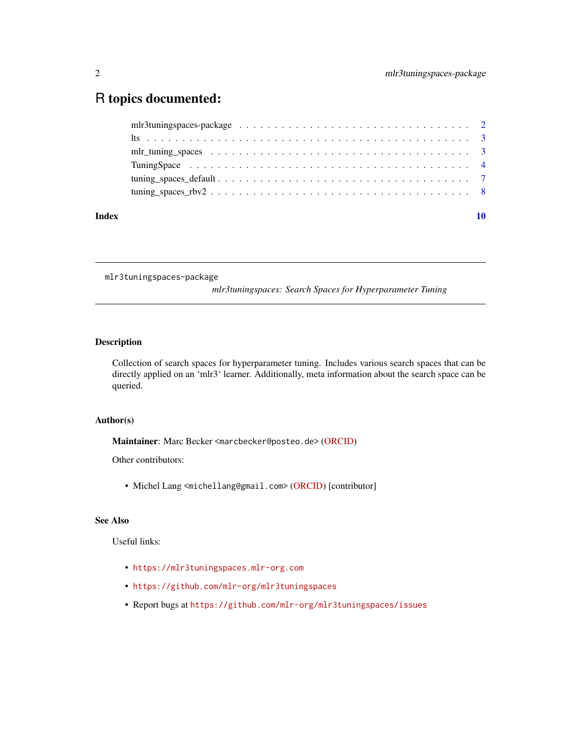# R topics documented:

| | |
|---|---|
| mlr3tuningspaces-package | 2 |
| lts | 3 |
| mlr_tuning_spaces | 3 |
| TuningSpace | 4 |
| tuning_spaces_default | 7 |
| tuning_spaces_rbv2 | 8 |
| **Index** | **10** |

---

mlr3tuningspaces-package &nbsp;&nbsp;&nbsp; *mlr3tuningspaces: Search Spaces for Hyperparameter Tuning*

---

## Description

Collection of search spaces for hyperparameter tuning. Includes various search spaces that can be directly applied on an 'mlr3' learner. Additionally, meta information about the search space can be queried.

## Author(s)

**Maintainer**: Marc Becker <marcbecker@posteo.de> (ORCID)

Other contributors:

- Michel Lang <michellang@gmail.com> (ORCID) [contributor]

## See Also

Useful links:

- https://mlr3tuningspaces.mlr-org.com
- https://github.com/mlr-org/mlr3tuningspaces
- Report bugs at https://github.com/mlr-org/mlr3tuningspaces/issues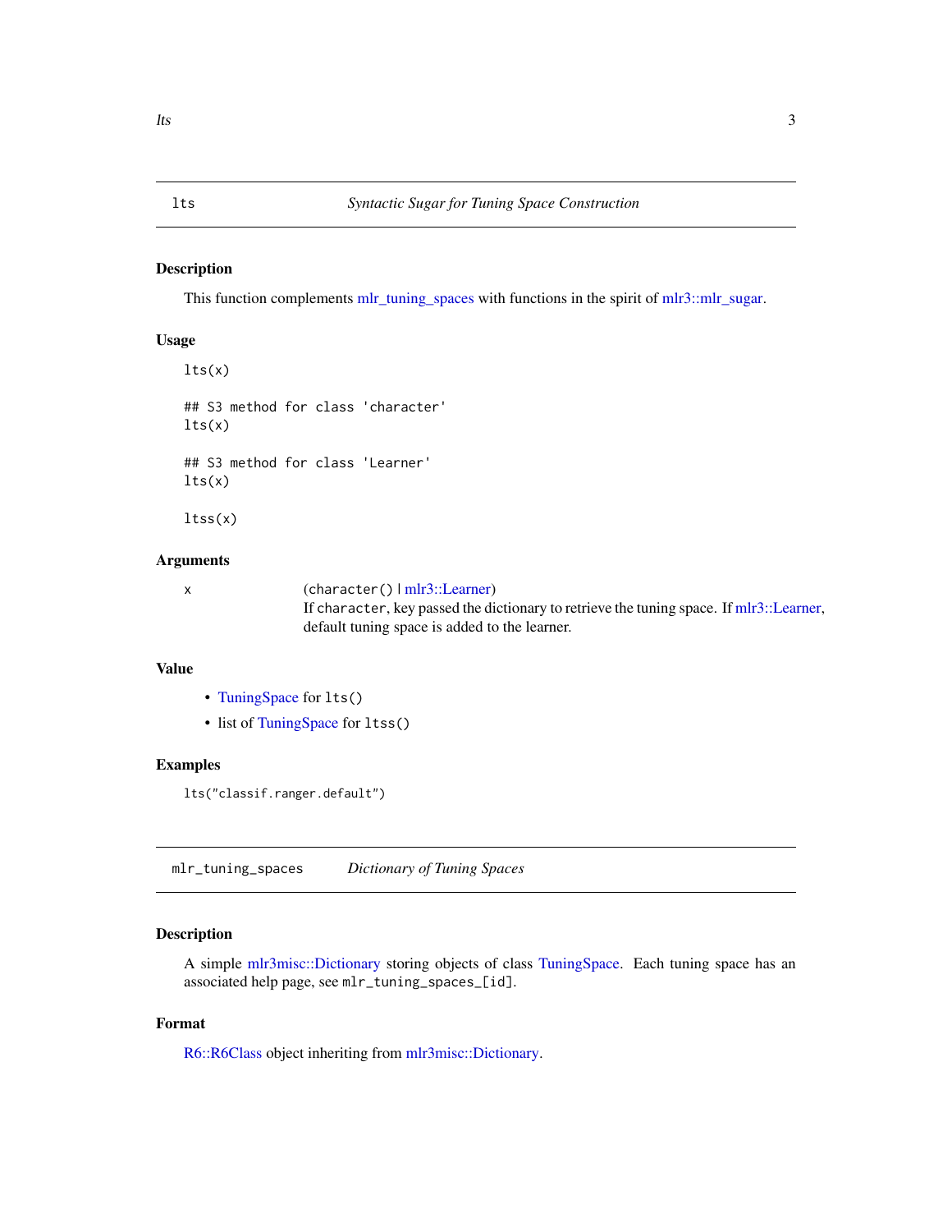## lts — *Syntactic Sugar for Tuning Space Construction*

### Description

This function complements mlr_tuning_spaces with functions in the spirit of mlr3::mlr_sugar.

### Usage

```
lts(x)

## S3 method for class 'character'
lts(x)

## S3 method for class 'Learner'
lts(x)

ltss(x)
```

### Arguments

| | |
|---|---|
| x | (`character()` \| mlr3::Learner)<br>If `character`, key passed the dictionary to retrieve the tuning space. If mlr3::Learner, default tuning space is added to the learner. |

### Value

- TuningSpace for `lts()`
- list of TuningSpace for `ltss()`

### Examples

```
lts("classif.ranger.default")
```

## mlr_tuning_spaces — *Dictionary of Tuning Spaces*

### Description

A simple mlr3misc::Dictionary storing objects of class TuningSpace. Each tuning space has an associated help page, see `mlr_tuning_spaces_[id]`.

### Format

R6::R6Class object inheriting from mlr3misc::Dictionary.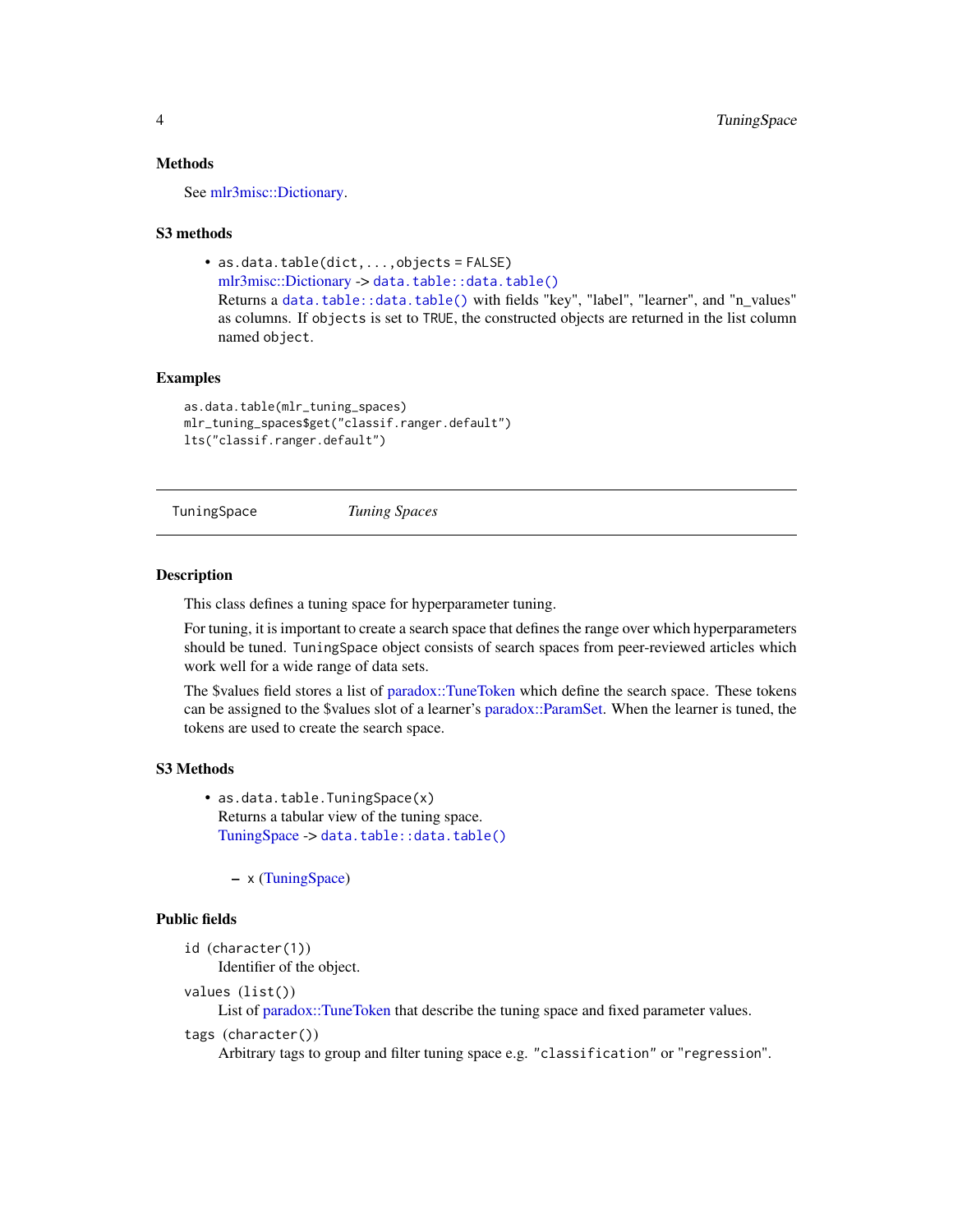### Methods

See mlr3misc::Dictionary.

### S3 methods

- `as.data.table(dict, ..., objects = FALSE)`
  mlr3misc::Dictionary -> `data.table::data.table()`
  Returns a `data.table::data.table()` with fields "key", "label", "learner", and "n_values" as columns. If `objects` is set to `TRUE`, the constructed objects are returned in the list column named `object`.

### Examples

```
as.data.table(mlr_tuning_spaces)
mlr_tuning_spaces$get("classif.ranger.default")
lts("classif.ranger.default")
```

---

## TuningSpace — *Tuning Spaces*

---

### Description

This class defines a tuning space for hyperparameter tuning.

For tuning, it is important to create a search space that defines the range over which hyperparameters should be tuned. `TuningSpace` object consists of search spaces from peer-reviewed articles which work well for a wide range of data sets.

The $values field stores a list of paradox::TuneToken which define the search space. These tokens can be assigned to the $values slot of a learner's paradox::ParamSet. When the learner is tuned, the tokens are used to create the search space.

### S3 Methods

- `as.data.table.TuningSpace(x)`
  Returns a tabular view of the tuning space.
  TuningSpace -> `data.table::data.table()`
  - `x` (TuningSpace)

### Public fields

`id` (`character(1)`)
: Identifier of the object.

`values` (`list()`)
: List of paradox::TuneToken that describe the tuning space and fixed parameter values.

`tags` (`character()`)
: Arbitrary tags to group and filter tuning space e.g. `"classification"` or `"regression"`.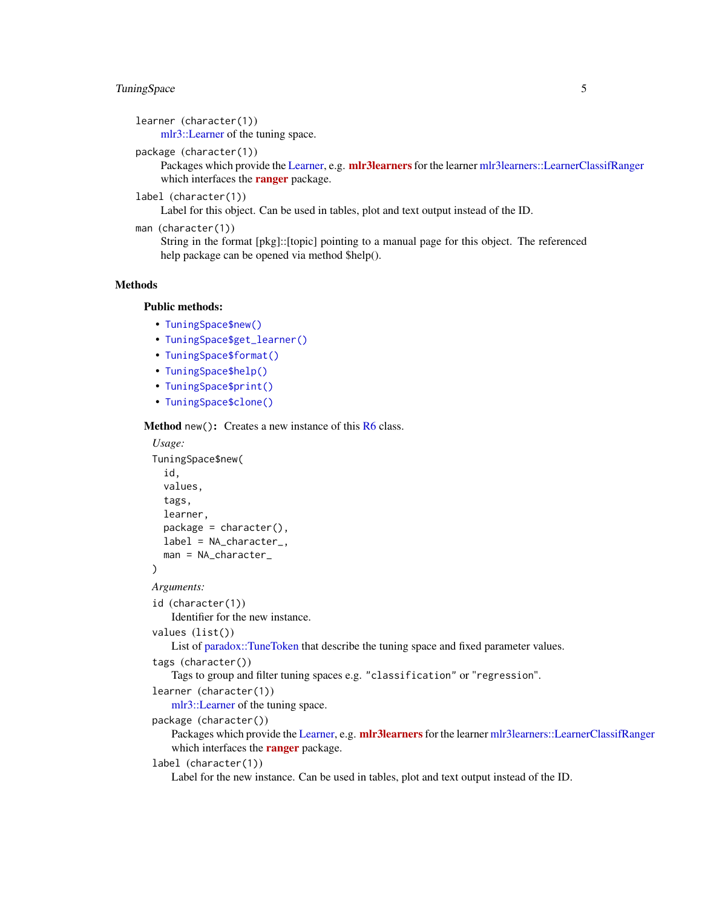`learner` (character(1))
: mlr3::Learner of the tuning space.

`package` (character(1))
: Packages which provide the Learner, e.g. **mlr3learners** for the learner mlr3learners::LearnerClassifRanger which interfaces the **ranger** package.

`label` (character(1))
: Label for this object. Can be used in tables, plot and text output instead of the ID.

`man` (character(1))
: String in the format [pkg]::[topic] pointing to a manual page for this object. The referenced help package can be opened via method $help().

## Methods

### Public methods:

- `TuningSpace$new()`
- `TuningSpace$get_learner()`
- `TuningSpace$format()`
- `TuningSpace$help()`
- `TuningSpace$print()`
- `TuningSpace$clone()`

**Method** `new()`**:** Creates a new instance of this R6 class.

*Usage:*

```
TuningSpace$new(
  id,
  values,
  tags,
  learner,
  package = character(),
  label = NA_character_,
  man = NA_character_
)
```

*Arguments:*

`id` (character(1))
: Identifier for the new instance.

`values` (list())
: List of paradox::TuneToken that describe the tuning space and fixed parameter values.

`tags` (character())
: Tags to group and filter tuning spaces e.g. `"classification"` or `"regression"`.

`learner` (character(1))
: mlr3::Learner of the tuning space.

`package` (character())
: Packages which provide the Learner, e.g. **mlr3learners** for the learner mlr3learners::LearnerClassifRanger which interfaces the **ranger** package.

`label` (character(1))
: Label for the new instance. Can be used in tables, plot and text output instead of the ID.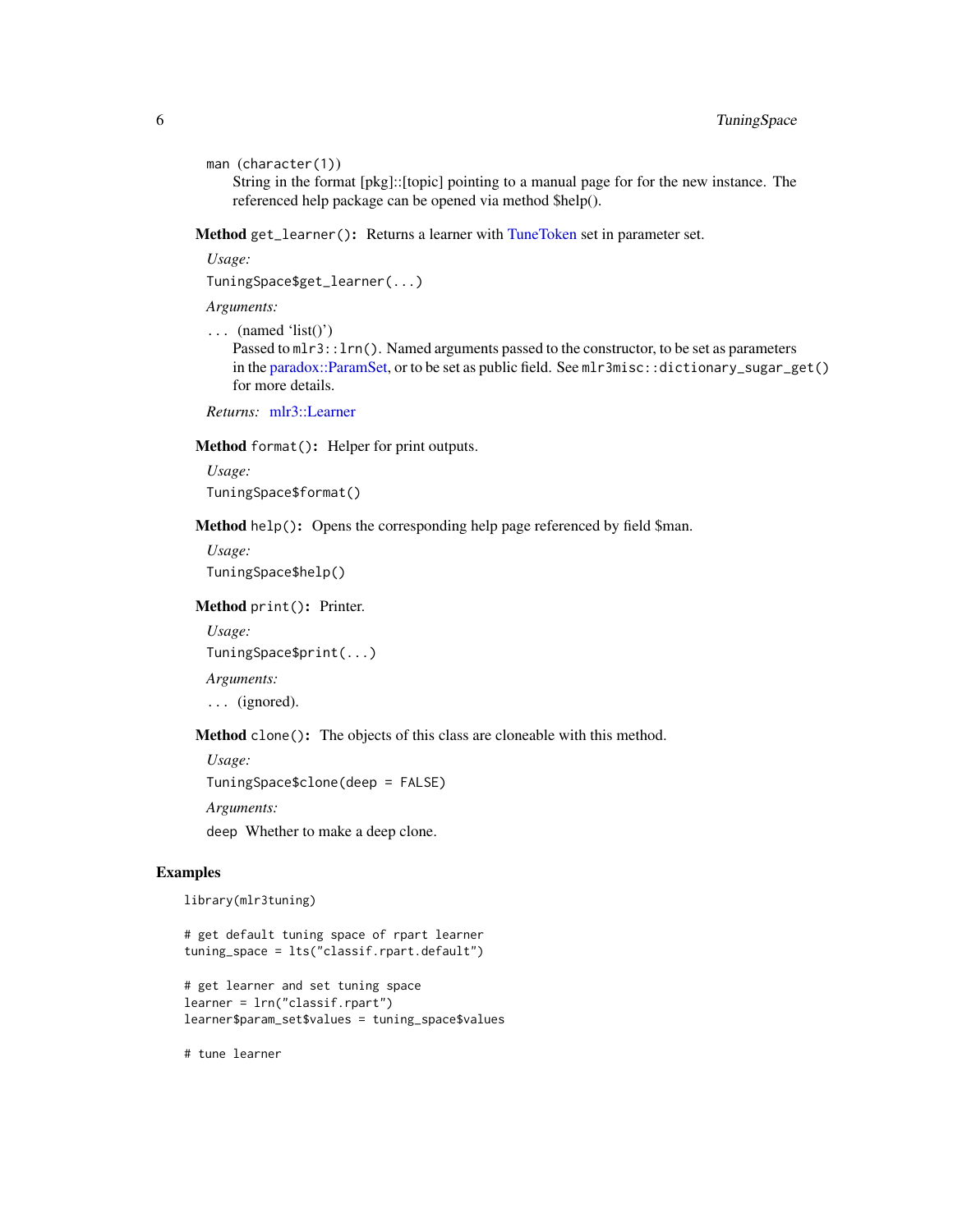man (character(1))
String in the format [pkg]::[topic] pointing to a manual page for for the new instance. The referenced help package can be opened via method $help().

**Method** `get_learner()`**:** Returns a learner with TuneToken set in parameter set.

*Usage:*

```
TuningSpace$get_learner(...)
```

*Arguments:*

`...` (named 'list()')
Passed to `mlr3::lrn()`. Named arguments passed to the constructor, to be set as parameters in the paradox::ParamSet, or to be set as public field. See `mlr3misc::dictionary_sugar_get()` for more details.

*Returns:* mlr3::Learner

**Method** `format()`**:** Helper for print outputs.

*Usage:*

```
TuningSpace$format()
```

**Method** `help()`**:** Opens the corresponding help page referenced by field $man.

*Usage:*

```
TuningSpace$help()
```

**Method** `print()`**:** Printer.

*Usage:*

```
TuningSpace$print(...)
```

*Arguments:*

`...` (ignored).

**Method** `clone()`**:** The objects of this class are cloneable with this method.

*Usage:*

```
TuningSpace$clone(deep = FALSE)
```

*Arguments:*

`deep` Whether to make a deep clone.

## Examples

```
library(mlr3tuning)

# get default tuning space of rpart learner
tuning_space = lts("classif.rpart.default")

# get learner and set tuning space
learner = lrn("classif.rpart")
learner$param_set$values = tuning_space$values

# tune learner
```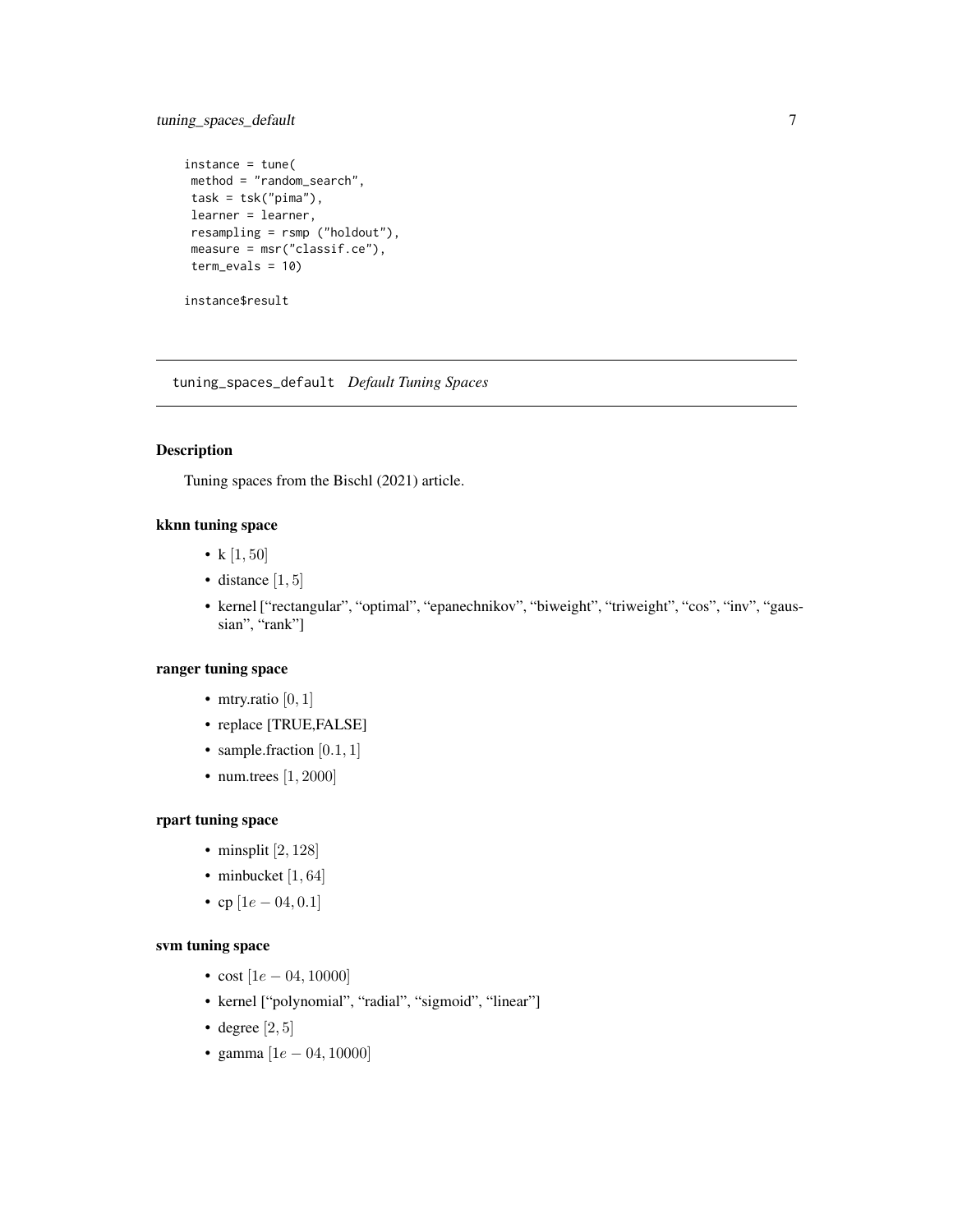```
instance = tune(
 method = "random_search",
 task = tsk("pima"),
 learner = learner,
 resampling = rsmp ("holdout"),
 measure = msr("classif.ce"),
 term_evals = 10)

instance$result
```

## tuning_spaces_default *Default Tuning Spaces*

### Description

Tuning spaces from the Bischl (2021) article.

### kknn tuning space

- k $[1, 50]$
- distance $[1, 5]$
- kernel ["rectangular", "optimal", "epanechnikov", "biweight", "triweight", "cos", "inv", "gaussian", "rank"]

### ranger tuning space

- mtry.ratio $[0, 1]$
- replace [TRUE,FALSE]
- sample.fraction $[0.1, 1]$
- num.trees $[1, 2000]$

### rpart tuning space

- minsplit $[2, 128]$
- minbucket $[1, 64]$
- cp $[1e-04, 0.1]$

### svm tuning space

- cost $[1e-04, 10000]$
- kernel ["polynomial", "radial", "sigmoid", "linear"]
- degree $[2, 5]$
- gamma $[1e-04, 10000]$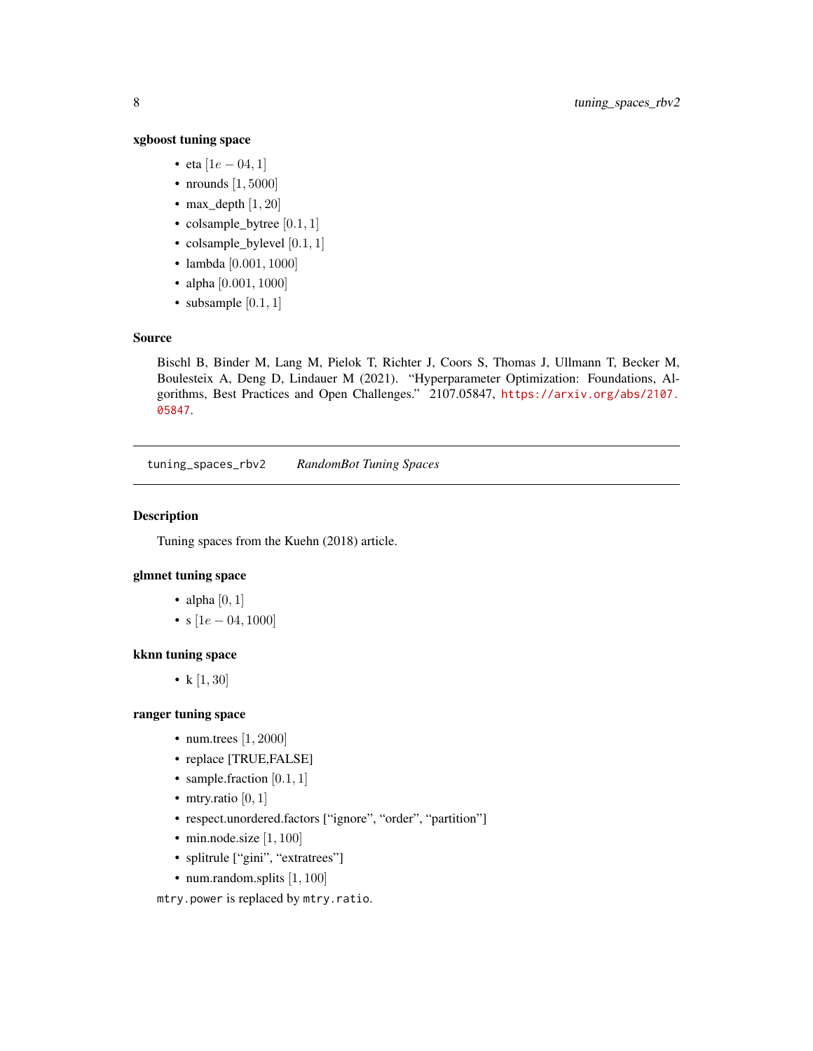### xgboost tuning space

- eta $[1e-04, 1]$
- nrounds $[1, 5000]$
- max_depth $[1, 20]$
- colsample_bytree $[0.1, 1]$
- colsample_bylevel $[0.1, 1]$
- lambda $[0.001, 1000]$
- alpha $[0.001, 1000]$
- subsample $[0.1, 1]$

### Source

Bischl B, Binder M, Lang M, Pielok T, Richter J, Coors S, Thomas J, Ullmann T, Becker M, Boulesteix A, Deng D, Lindauer M (2021). "Hyperparameter Optimization: Foundations, Algorithms, Best Practices and Open Challenges." 2107.05847, https://arxiv.org/abs/2107.05847.

---

## `tuning_spaces_rbv2` *RandomBot Tuning Spaces*

---

### Description

Tuning spaces from the Kuehn (2018) article.

### glmnet tuning space

- alpha $[0, 1]$
- s $[1e-04, 1000]$

### kknn tuning space

- k $[1, 30]$

### ranger tuning space

- num.trees $[1, 2000]$
- replace [TRUE,FALSE]
- sample.fraction $[0.1, 1]$
- mtry.ratio $[0, 1]$
- respect.unordered.factors ["ignore", "order", "partition"]
- min.node.size $[1, 100]$
- splitrule ["gini", "extratrees"]
- num.random.splits $[1, 100]$

`mtry.power` is replaced by `mtry.ratio`.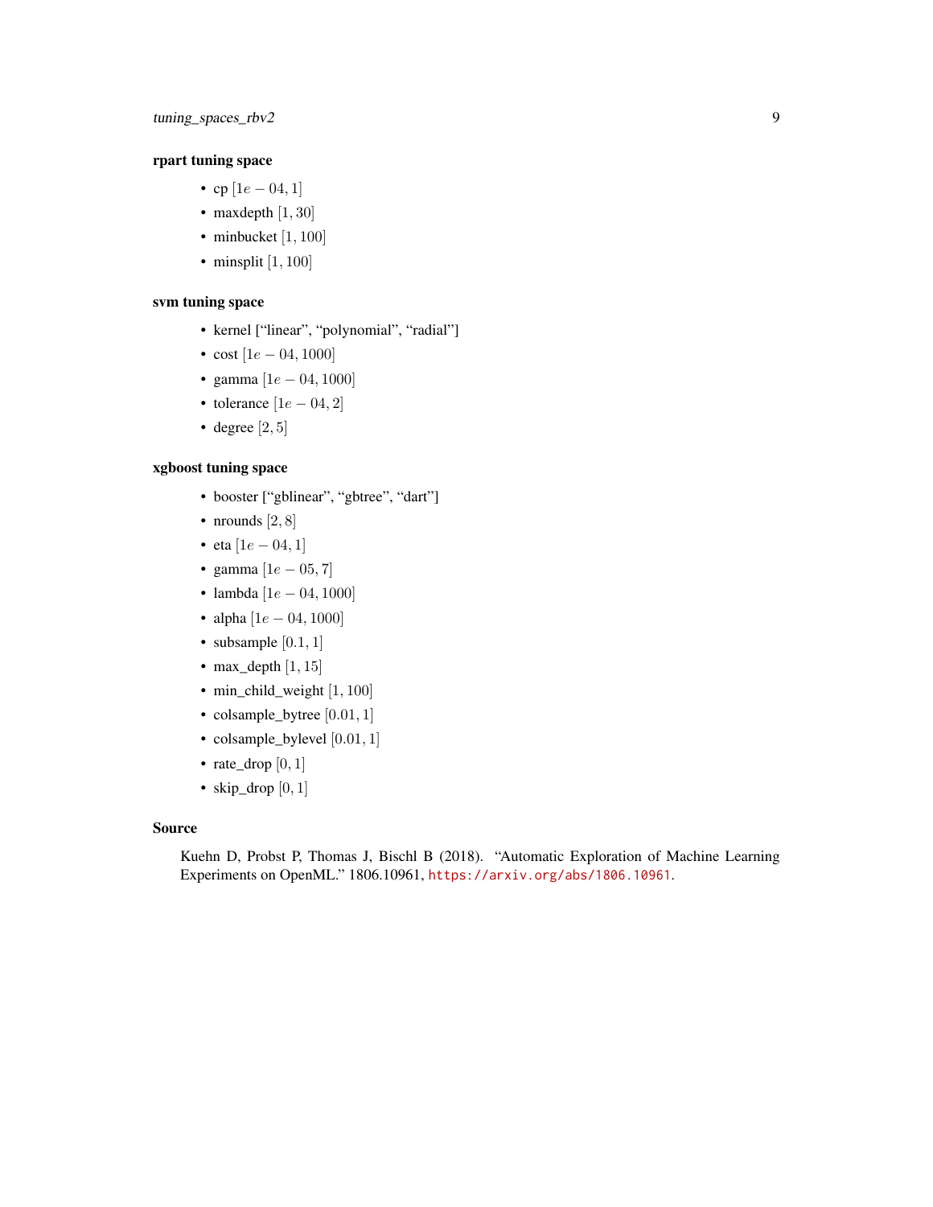### rpart tuning space

- cp $[1e-04, 1]$
- maxdepth $[1, 30]$
- minbucket $[1, 100]$
- minsplit $[1, 100]$

### svm tuning space

- kernel [“linear”, “polynomial”, “radial”]
- cost $[1e-04, 1000]$
- gamma $[1e-04, 1000]$
- tolerance $[1e-04, 2]$
- degree $[2, 5]$

### xgboost tuning space

- booster [“gblinear”, “gbtree”, “dart”]
- nrounds $[2, 8]$
- eta $[1e-04, 1]$
- gamma $[1e-05, 7]$
- lambda $[1e-04, 1000]$
- alpha $[1e-04, 1000]$
- subsample $[0.1, 1]$
- max_depth $[1, 15]$
- min_child_weight $[1, 100]$
- colsample_bytree $[0.01, 1]$
- colsample_bylevel $[0.01, 1]$
- rate_drop $[0, 1]$
- skip_drop $[0, 1]$

## Source

Kuehn D, Probst P, Thomas J, Bischl B (2018). “Automatic Exploration of Machine Learning Experiments on OpenML.” 1806.10961, https://arxiv.org/abs/1806.10961.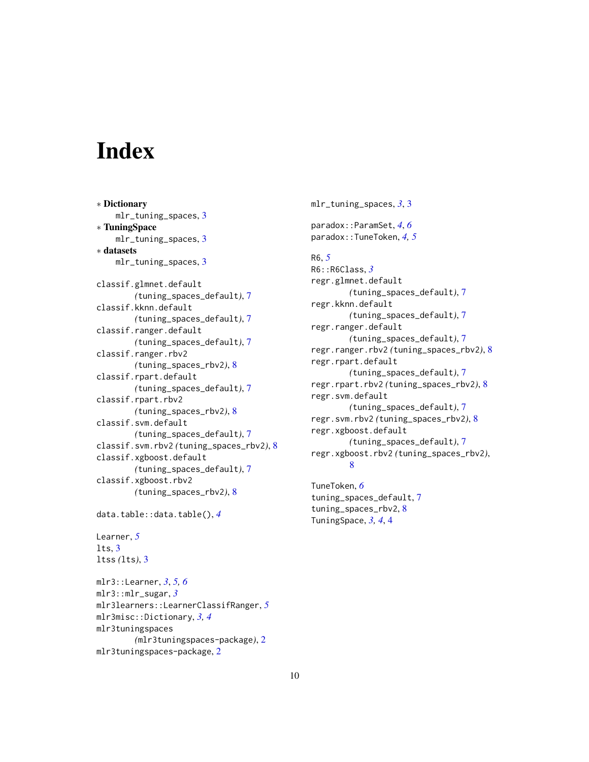# Index

* **Dictionary**
    mlr_tuning_spaces, 3
* **TuningSpace**
    mlr_tuning_spaces, 3
* **datasets**
    mlr_tuning_spaces, 3

classif.glmnet.default (tuning_spaces_default), 7
classif.kknn.default (tuning_spaces_default), 7
classif.ranger.default (tuning_spaces_default), 7
classif.ranger.rbv2 (tuning_spaces_rbv2), 8
classif.rpart.default (tuning_spaces_default), 7
classif.rpart.rbv2 (tuning_spaces_rbv2), 8
classif.svm.default (tuning_spaces_default), 7
classif.svm.rbv2 (tuning_spaces_rbv2), 8
classif.xgboost.default (tuning_spaces_default), 7
classif.xgboost.rbv2 (tuning_spaces_rbv2), 8

data.table::data.table(), *4*

Learner, *5*
lts, 3
ltss (lts), 3

mlr3::Learner, *3*, *5*, *6*
mlr3::mlr_sugar, *3*
mlr3learners::LearnerClassifRanger, *5*
mlr3misc::Dictionary, *3*, *4*
mlr3tuningspaces (mlr3tuningspaces-package), 2
mlr3tuningspaces-package, 2
mlr_tuning_spaces, *3*, 3

paradox::ParamSet, *4*, *6*
paradox::TuneToken, *4*, *5*

R6, *5*
R6::R6Class, *3*
regr.glmnet.default (tuning_spaces_default), 7
regr.kknn.default (tuning_spaces_default), 7
regr.ranger.default (tuning_spaces_default), 7
regr.ranger.rbv2 (tuning_spaces_rbv2), 8
regr.rpart.default (tuning_spaces_default), 7
regr.rpart.rbv2 (tuning_spaces_rbv2), 8
regr.svm.default (tuning_spaces_default), 7
regr.svm.rbv2 (tuning_spaces_rbv2), 8
regr.xgboost.default (tuning_spaces_default), 7
regr.xgboost.rbv2 (tuning_spaces_rbv2), 8

TuneToken, *6*
tuning_spaces_default, 7
tuning_spaces_rbv2, 8
TuningSpace, *3*, *4*, 4